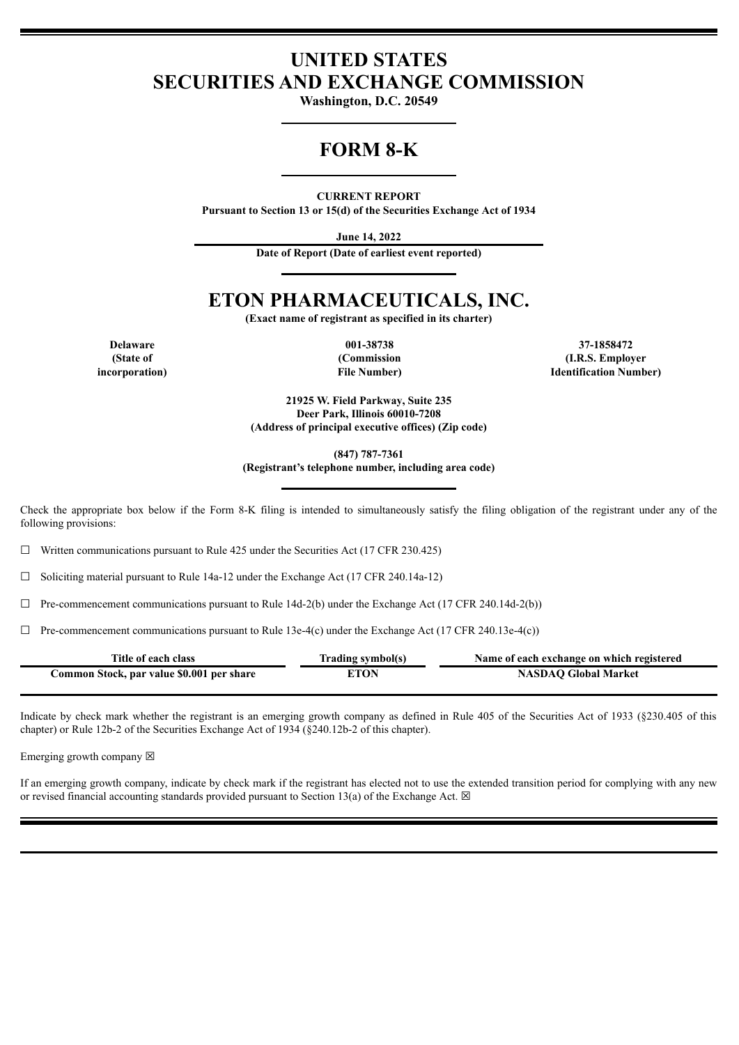# UNITED STATES
# SECURITIES AND EXCHANGE COMMISSION

**Washington, D.C. 20549**

# FORM 8-K

**CURRENT REPORT**
**Pursuant to Section 13 or 15(d) of the Securities Exchange Act of 1934**

**June 14, 2022**
**Date of Report (Date of earliest event reported)**

# ETON PHARMACEUTICALS, INC.

**(Exact name of registrant as specified in its charter)**

| Delaware<br>(State of incorporation) | 001-38738<br>(Commission File Number) | 37-1858472<br>(I.R.S. Employer Identification Number) |
|---|---|---|

**21925 W. Field Parkway, Suite 235**
**Deer Park, Illinois 60010-7208**
**(Address of principal executive offices) (Zip code)**

**(847) 787-7361**
**(Registrant's telephone number, including area code)**

Check the appropriate box below if the Form 8-K filing is intended to simultaneously satisfy the filing obligation of the registrant under any of the following provisions:

☐ Written communications pursuant to Rule 425 under the Securities Act (17 CFR 230.425)

☐ Soliciting material pursuant to Rule 14a-12 under the Exchange Act (17 CFR 240.14a-12)

☐ Pre-commencement communications pursuant to Rule 14d-2(b) under the Exchange Act (17 CFR 240.14d-2(b))

☐ Pre-commencement communications pursuant to Rule 13e-4(c) under the Exchange Act (17 CFR 240.13e-4(c))

| Title of each class | Trading symbol(s) | Name of each exchange on which registered |
|---|---|---|
| Common Stock, par value $0.001 per share | ETON | NASDAQ Global Market |

Indicate by check mark whether the registrant is an emerging growth company as defined in Rule 405 of the Securities Act of 1933 (§230.405 of this chapter) or Rule 12b-2 of the Securities Exchange Act of 1934 (§240.12b-2 of this chapter).

Emerging growth company ☒

If an emerging growth company, indicate by check mark if the registrant has elected not to use the extended transition period for complying with any new or revised financial accounting standards provided pursuant to Section 13(a) of the Exchange Act. ☒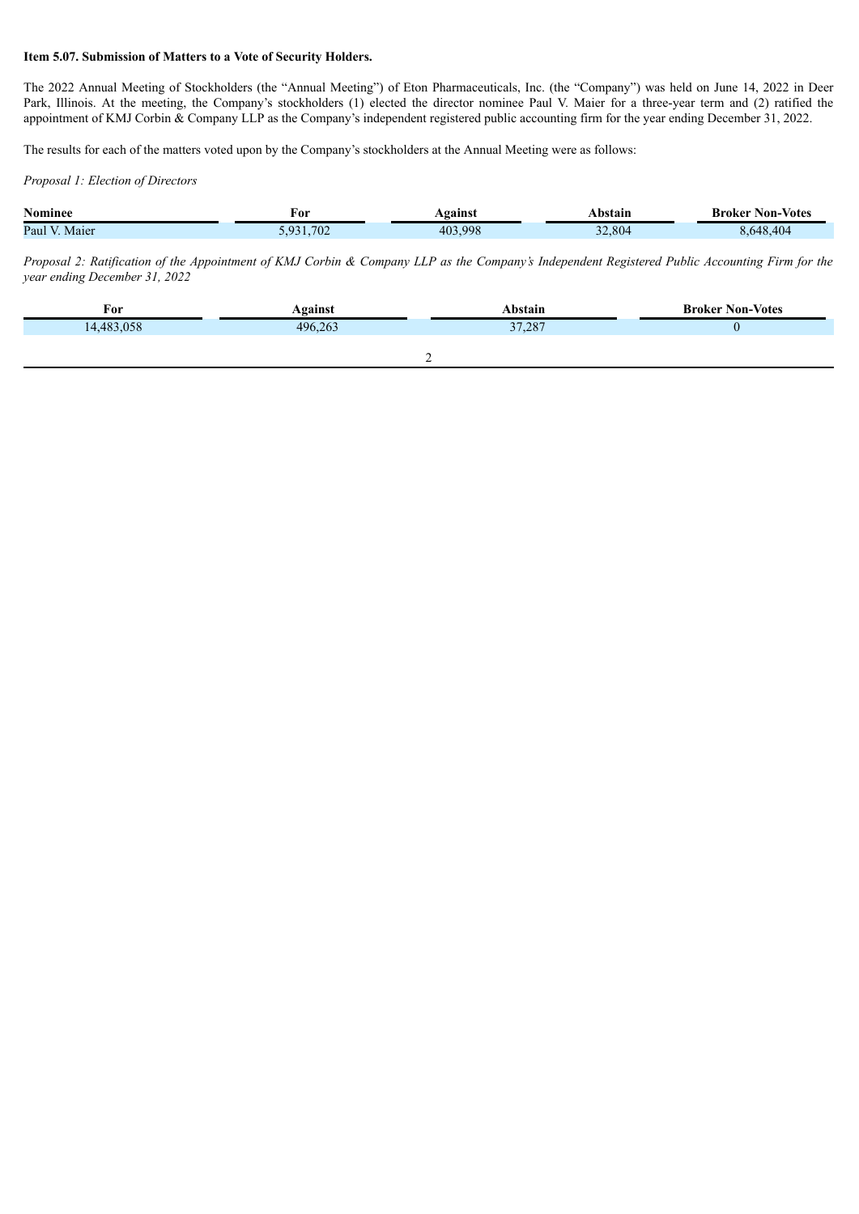**Item 5.07. Submission of Matters to a Vote of Security Holders.**

The 2022 Annual Meeting of Stockholders (the "Annual Meeting") of Eton Pharmaceuticals, Inc. (the "Company") was held on June 14, 2022 in Deer Park, Illinois. At the meeting, the Company's stockholders (1) elected the director nominee Paul V. Maier for a three-year term and (2) ratified the appointment of KMJ Corbin & Company LLP as the Company's independent registered public accounting firm for the year ending December 31, 2022.

The results for each of the matters voted upon by the Company's stockholders at the Annual Meeting were as follows:

*Proposal 1: Election of Directors*

| Nominee | For | Against | Abstain | Broker Non-Votes |
|---|---|---|---|---|
| Paul V. Maier | 5,931,702 | 403,998 | 32,804 | 8,648,404 |

*Proposal 2: Ratification of the Appointment of KMJ Corbin & Company LLP as the Company's Independent Registered Public Accounting Firm for the year ending December 31, 2022*

| For | Against | Abstain | Broker Non-Votes |
|---|---|---|---|
| 14,483,058 | 496,263 | 37,287 | 0 |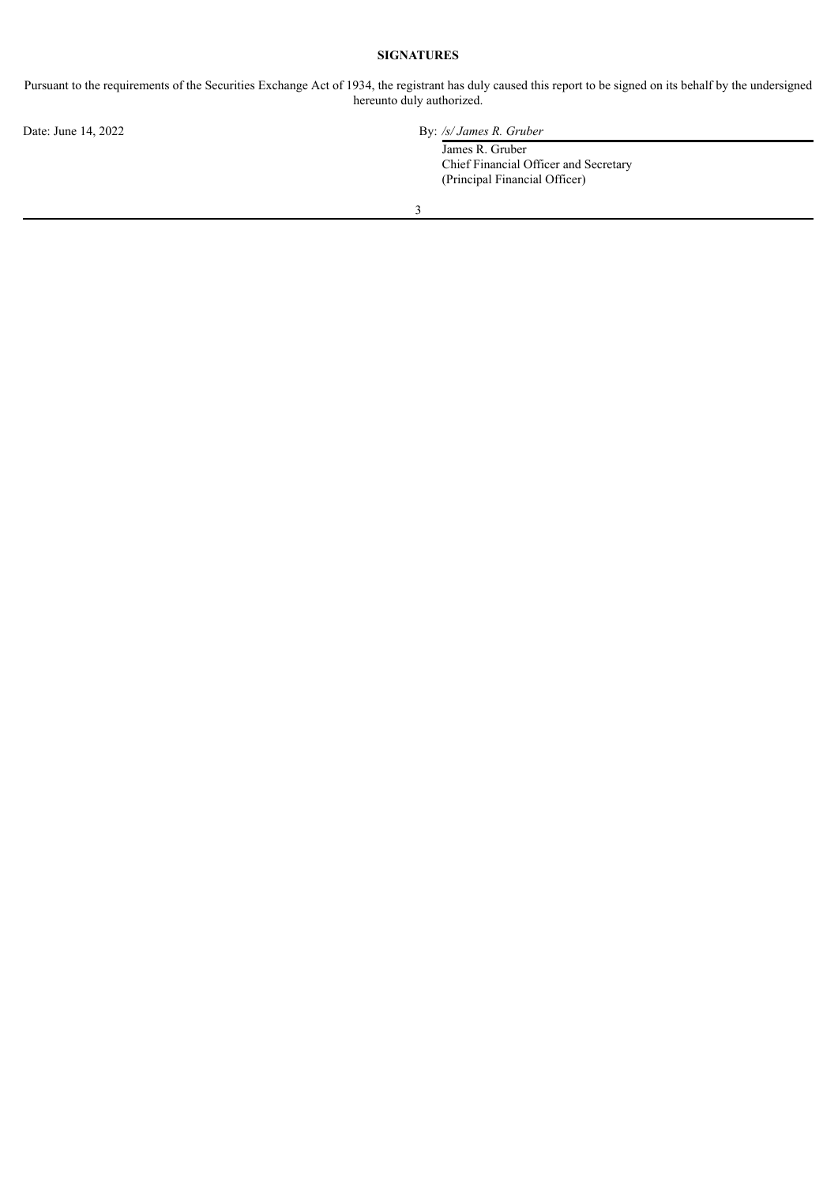**SIGNATURES**

Pursuant to the requirements of the Securities Exchange Act of 1934, the registrant has duly caused this report to be signed on its behalf by the undersigned hereunto duly authorized.

Date: June 14, 2022

By: */s/ James R. Gruber*

James R. Gruber
Chief Financial Officer and Secretary
(Principal Financial Officer)